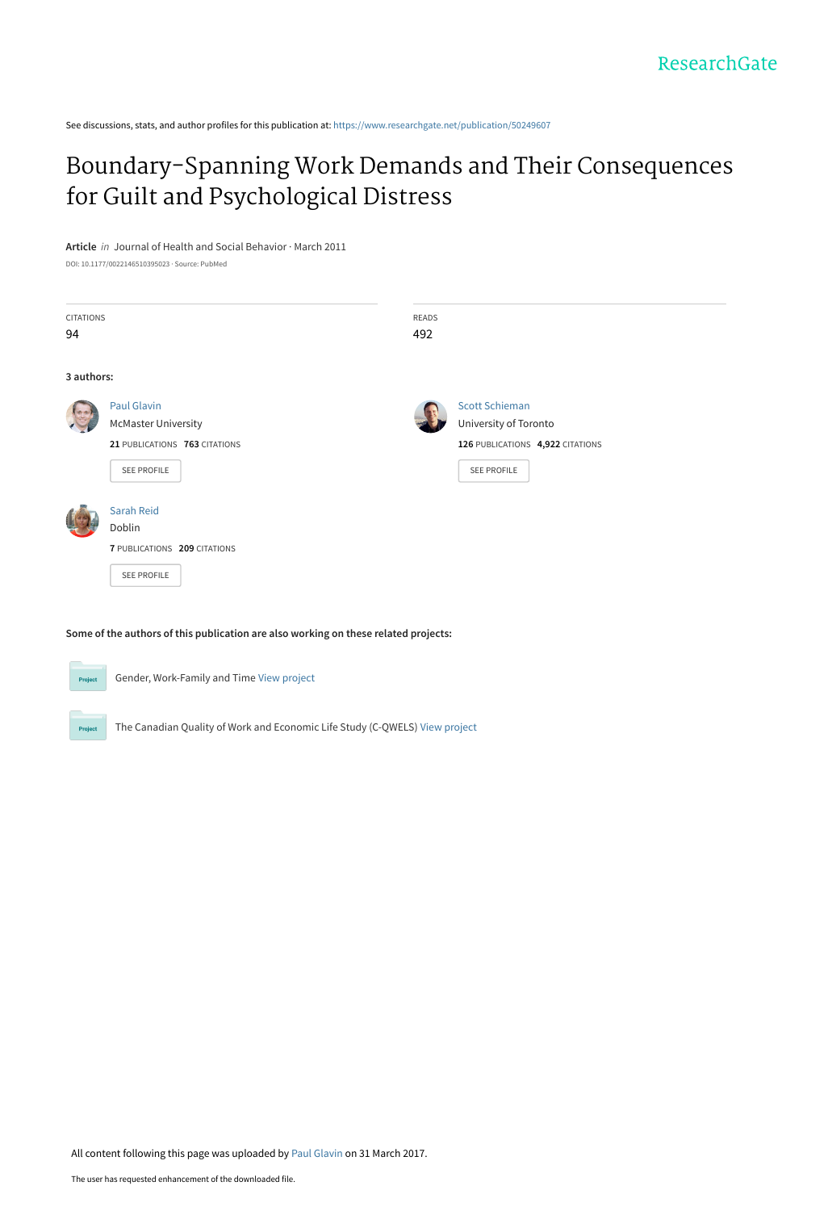See discussions, stats, and author profiles for this publication at: https://www.researchgate.net/publication/50249607

# Boundary-Spanning Work Demands and Their Consequences for Guilt and Psychological Distress

**Article** *in* Journal of Health and Social Behavior · March 2011

DOI: 10.1177/0022146510395023 · Source: PubMed

CITATIONS
94

READS
492

**3 authors:**

Paul Glavin
McMaster University
**21** PUBLICATIONS **763** CITATIONS
SEE PROFILE

Scott Schieman
University of Toronto
**126** PUBLICATIONS **4,922** CITATIONS
SEE PROFILE

Sarah Reid
Doblin
**7** PUBLICATIONS **209** CITATIONS
SEE PROFILE

**Some of the authors of this publication are also working on these related projects:**

Gender, Work-Family and Time View project

The Canadian Quality of Work and Economic Life Study (C-QWELS) View project

All content following this page was uploaded by Paul Glavin on 31 March 2017.

The user has requested enhancement of the downloaded file.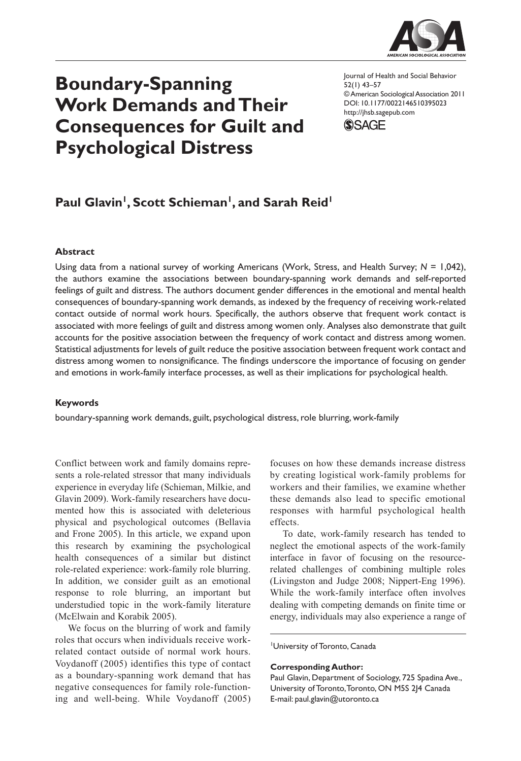# Boundary-Spanning Work Demands and Their Consequences for Guilt and Psychological Distress

**Paul Glavin[1], Scott Schieman[1], and Sarah Reid[1]**

### Abstract

Using data from a national survey of working Americans (Work, Stress, and Health Survey; *N* = 1,042), the authors examine the associations between boundary-spanning work demands and self-reported feelings of guilt and distress. The authors document gender differences in the emotional and mental health consequences of boundary-spanning work demands, as indexed by the frequency of receiving work-related contact outside of normal work hours. Specifically, the authors observe that frequent work contact is associated with more feelings of guilt and distress among women only. Analyses also demonstrate that guilt accounts for the positive association between the frequency of work contact and distress among women. Statistical adjustments for levels of guilt reduce the positive association between frequent work contact and distress among women to nonsignificance. The findings underscore the importance of focusing on gender and emotions in work-family interface processes, as well as their implications for psychological health.

### Keywords

boundary-spanning work demands, guilt, psychological distress, role blurring, work-family

Conflict between work and family domains represents a role-related stressor that many individuals experience in everyday life (Schieman, Milkie, and Glavin 2009). Work-family researchers have documented how this is associated with deleterious physical and psychological outcomes (Bellavia and Frone 2005). In this article, we expand upon this research by examining the psychological health consequences of a similar but distinct role-related experience: work-family role blurring. In addition, we consider guilt as an emotional response to role blurring, an important but understudied topic in the work-family literature (McElwain and Korabik 2005).

We focus on the blurring of work and family roles that occurs when individuals receive work-related contact outside of normal work hours. Voydanoff (2005) identifies this type of contact as a boundary-spanning work demand that has negative consequences for family role-functioning and well-being. While Voydanoff (2005) focuses on how these demands increase distress by creating logistical work-family problems for workers and their families, we examine whether these demands also lead to specific emotional responses with harmful psychological health effects.

To date, work-family research has tended to neglect the emotional aspects of the work-family interface in favor of focusing on the resource-related challenges of combining multiple roles (Livingston and Judge 2008; Nippert-Eng 1996). While the work-family interface often involves dealing with competing demands on finite time or energy, individuals may also experience a range of

---

[1]University of Toronto, Canada

**Corresponding Author:**
Paul Glavin, Department of Sociology, 725 Spadina Ave., University of Toronto, Toronto, ON M5S 2J4 Canada
E-mail: paul.glavin@utoronto.ca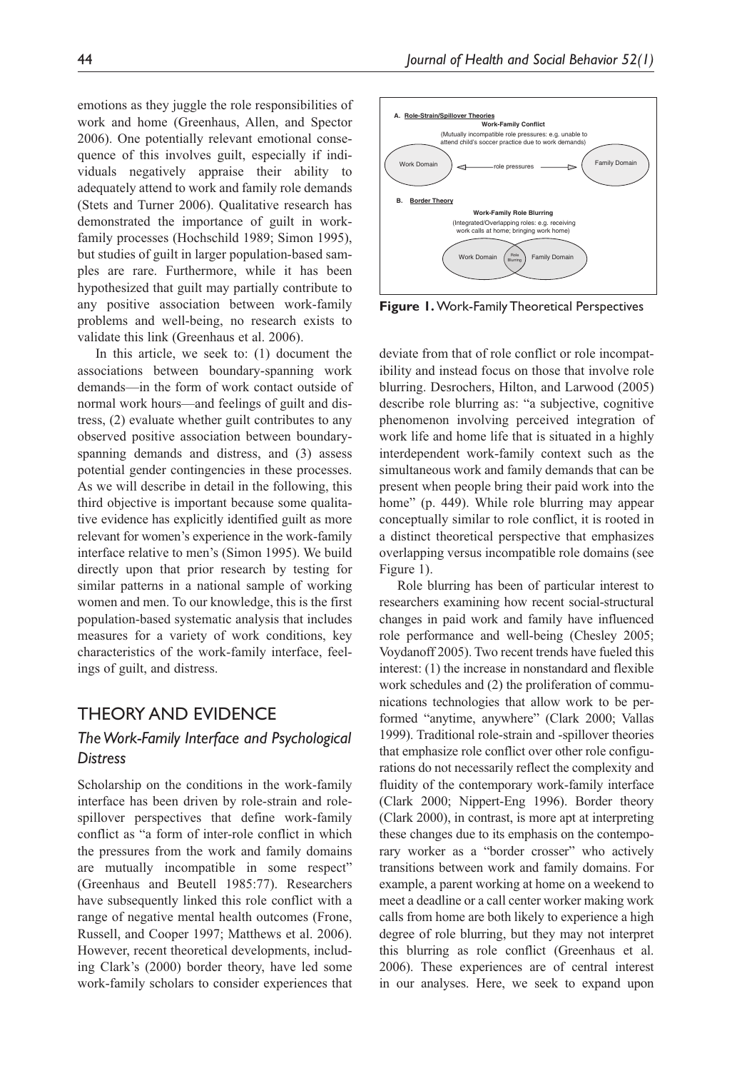emotions as they juggle the role responsibilities of work and home (Greenhaus, Allen, and Spector 2006). One potentially relevant emotional consequence of this involves guilt, especially if individuals negatively appraise their ability to adequately attend to work and family role demands (Stets and Turner 2006). Qualitative research has demonstrated the importance of guilt in work-family processes (Hochschild 1989; Simon 1995), but studies of guilt in larger population-based samples are rare. Furthermore, while it has been hypothesized that guilt may partially contribute to any positive association between work-family problems and well-being, no research exists to validate this link (Greenhaus et al. 2006).

In this article, we seek to: (1) document the associations between boundary-spanning work demands—in the form of work contact outside of normal work hours—and feelings of guilt and distress, (2) evaluate whether guilt contributes to any observed positive association between boundary-spanning demands and distress, and (3) assess potential gender contingencies in these processes. As we will describe in detail in the following, this third objective is important because some qualitative evidence has explicitly identified guilt as more relevant for women's experience in the work-family interface relative to men's (Simon 1995). We build directly upon that prior research by testing for similar patterns in a national sample of working women and men. To our knowledge, this is the first population-based systematic analysis that includes measures for a variety of work conditions, key characteristics of the work-family interface, feelings of guilt, and distress.

## THEORY AND EVIDENCE

### *The Work-Family Interface and Psychological Distress*

Scholarship on the conditions in the work-family interface has been driven by role-strain and role-spillover perspectives that define work-family conflict as "a form of inter-role conflict in which the pressures from the work and family domains are mutually incompatible in some respect" (Greenhaus and Beutell 1985:77). Researchers have subsequently linked this role conflict with a range of negative mental health outcomes (Frone, Russell, and Cooper 1997; Matthews et al. 2006). However, recent theoretical developments, including Clark's (2000) border theory, have led some work-family scholars to consider experiences that deviate from that of role conflict or role incompatibility and instead focus on those that involve role blurring. Desrochers, Hilton, and Larwood (2005) describe role blurring as: "a subjective, cognitive phenomenon involving perceived integration of work life and home life that is situated in a highly interdependent work-family context such as the simultaneous work and family demands that can be present when people bring their paid work into the home" (p. 449). While role blurring may appear conceptually similar to role conflict, it is rooted in a distinct theoretical perspective that emphasizes overlapping versus incompatible role domains (see Figure 1).

**Figure 1.** Work-Family Theoretical Perspectives

Role blurring has been of particular interest to researchers examining how recent social-structural changes in paid work and family have influenced role performance and well-being (Chesley 2005; Voydanoff 2005). Two recent trends have fueled this interest: (1) the increase in nonstandard and flexible work schedules and (2) the proliferation of communications technologies that allow work to be performed "anytime, anywhere" (Clark 2000; Vallas 1999). Traditional role-strain and -spillover theories that emphasize role conflict over other role configurations do not necessarily reflect the complexity and fluidity of the contemporary work-family interface (Clark 2000; Nippert-Eng 1996). Border theory (Clark 2000), in contrast, is more apt at interpreting these changes due to its emphasis on the contemporary worker as a "border crosser" who actively transitions between work and family domains. For example, a parent working at home on a weekend to meet a deadline or a call center worker making work calls from home are both likely to experience a high degree of role blurring, but they may not interpret this blurring as role conflict (Greenhaus et al. 2006). These experiences are of central interest in our analyses. Here, we seek to expand upon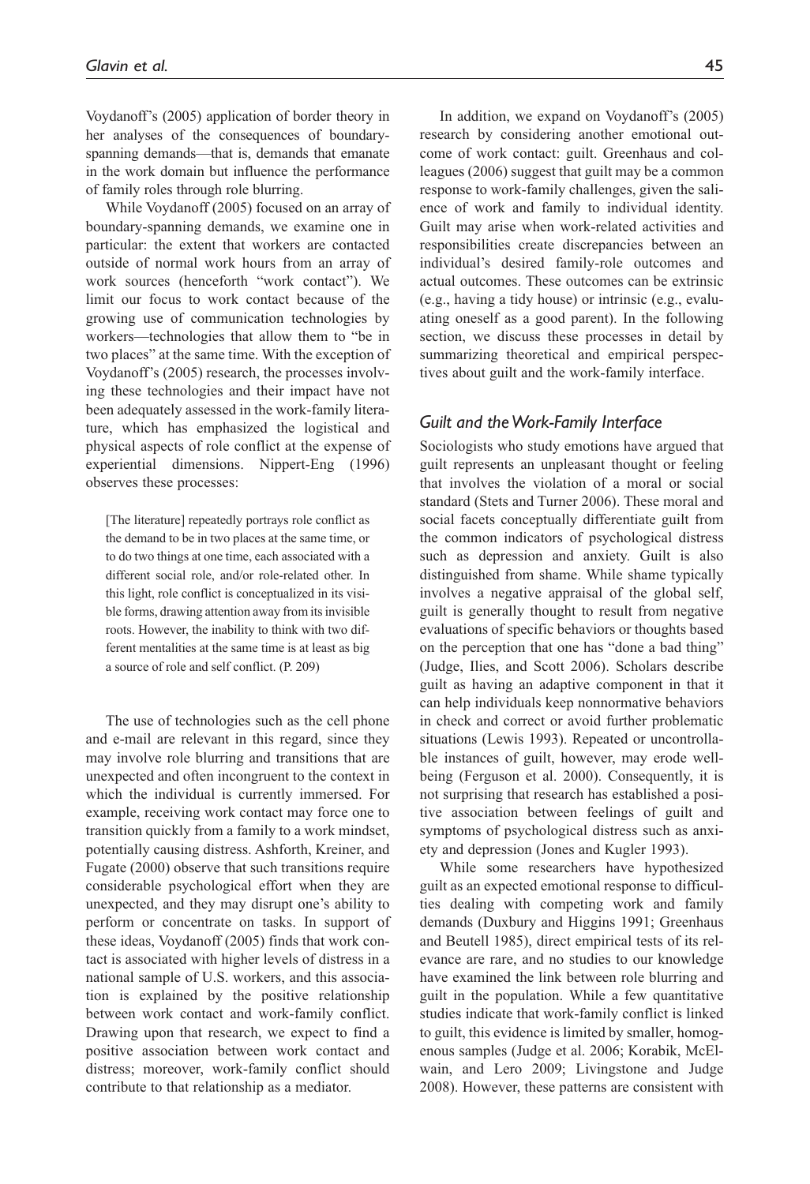Voydanoff's (2005) application of border theory in her analyses of the consequences of boundary-spanning demands—that is, demands that emanate in the work domain but influence the performance of family roles through role blurring.

While Voydanoff (2005) focused on an array of boundary-spanning demands, we examine one in particular: the extent that workers are contacted outside of normal work hours from an array of work sources (henceforth "work contact"). We limit our focus to work contact because of the growing use of communication technologies by workers—technologies that allow them to "be in two places" at the same time. With the exception of Voydanoff's (2005) research, the processes involving these technologies and their impact have not been adequately assessed in the work-family literature, which has emphasized the logistical and physical aspects of role conflict at the expense of experiential dimensions. Nippert-Eng (1996) observes these processes:

> [The literature] repeatedly portrays role conflict as the demand to be in two places at the same time, or to do two things at one time, each associated with a different social role, and/or role-related other. In this light, role conflict is conceptualized in its visible forms, drawing attention away from its invisible roots. However, the inability to think with two different mentalities at the same time is at least as big a source of role and self conflict. (P. 209)

The use of technologies such as the cell phone and e-mail are relevant in this regard, since they may involve role blurring and transitions that are unexpected and often incongruent to the context in which the individual is currently immersed. For example, receiving work contact may force one to transition quickly from a family to a work mindset, potentially causing distress. Ashforth, Kreiner, and Fugate (2000) observe that such transitions require considerable psychological effort when they are unexpected, and they may disrupt one's ability to perform or concentrate on tasks. In support of these ideas, Voydanoff (2005) finds that work contact is associated with higher levels of distress in a national sample of U.S. workers, and this association is explained by the positive relationship between work contact and work-family conflict. Drawing upon that research, we expect to find a positive association between work contact and distress; moreover, work-family conflict should contribute to that relationship as a mediator.

In addition, we expand on Voydanoff's (2005) research by considering another emotional outcome of work contact: guilt. Greenhaus and colleagues (2006) suggest that guilt may be a common response to work-family challenges, given the salience of work and family to individual identity. Guilt may arise when work-related activities and responsibilities create discrepancies between an individual's desired family-role outcomes and actual outcomes. These outcomes can be extrinsic (e.g., having a tidy house) or intrinsic (e.g., evaluating oneself as a good parent). In the following section, we discuss these processes in detail by summarizing theoretical and empirical perspectives about guilt and the work-family interface.

### *Guilt and the Work-Family Interface*

Sociologists who study emotions have argued that guilt represents an unpleasant thought or feeling that involves the violation of a moral or social standard (Stets and Turner 2006). These moral and social facets conceptually differentiate guilt from the common indicators of psychological distress such as depression and anxiety. Guilt is also distinguished from shame. While shame typically involves a negative appraisal of the global self, guilt is generally thought to result from negative evaluations of specific behaviors or thoughts based on the perception that one has "done a bad thing" (Judge, Ilies, and Scott 2006). Scholars describe guilt as having an adaptive component in that it can help individuals keep nonnormative behaviors in check and correct or avoid further problematic situations (Lewis 1993). Repeated or uncontrollable instances of guilt, however, may erode well-being (Ferguson et al. 2000). Consequently, it is not surprising that research has established a positive association between feelings of guilt and symptoms of psychological distress such as anxiety and depression (Jones and Kugler 1993).

While some researchers have hypothesized guilt as an expected emotional response to difficulties dealing with competing work and family demands (Duxbury and Higgins 1991; Greenhaus and Beutell 1985), direct empirical tests of its relevance are rare, and no studies to our knowledge have examined the link between role blurring and guilt in the population. While a few quantitative studies indicate that work-family conflict is linked to guilt, this evidence is limited by smaller, homogenous samples (Judge et al. 2006; Korabik, McElwain, and Lero 2009; Livingstone and Judge 2008). However, these patterns are consistent with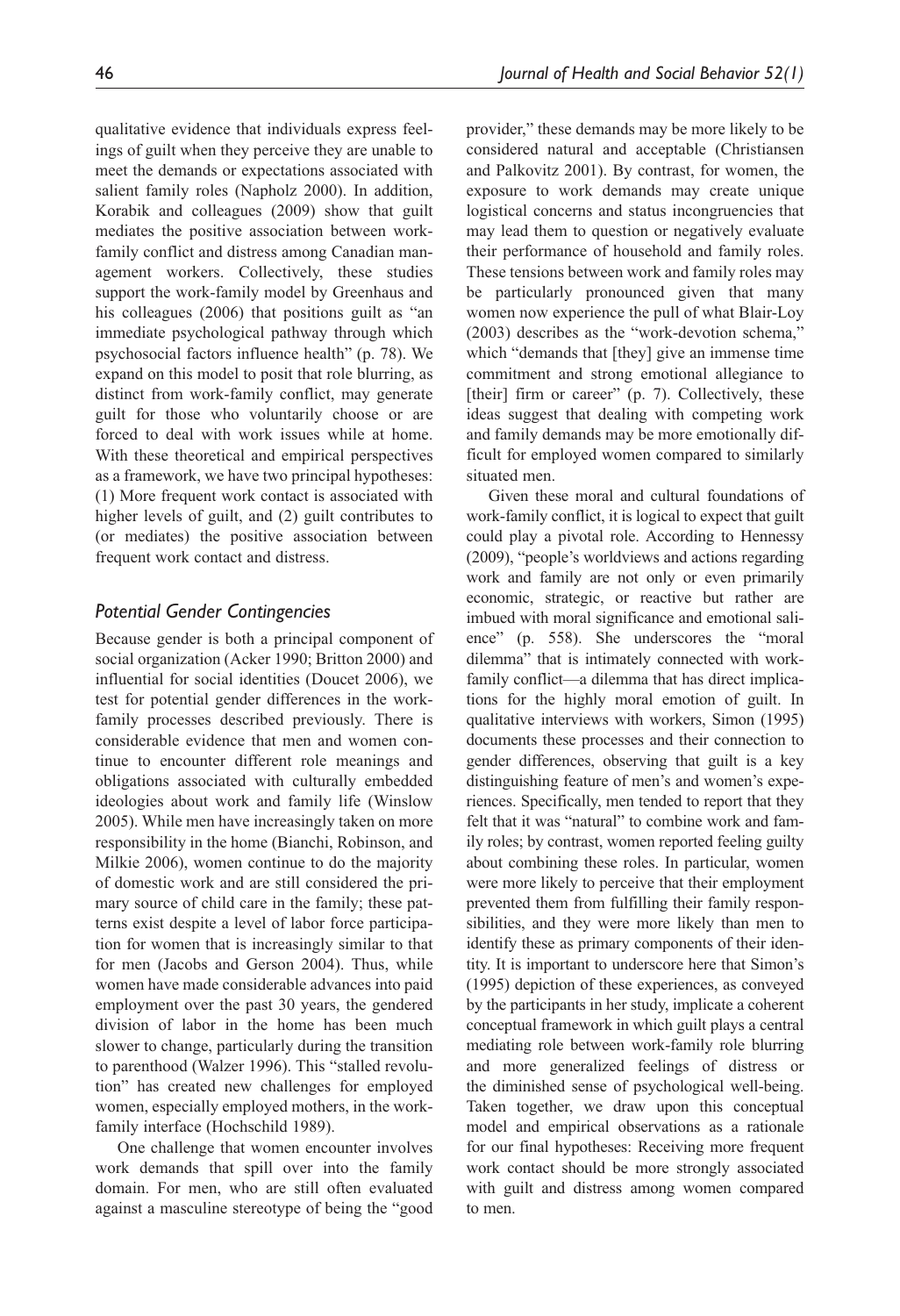qualitative evidence that individuals express feelings of guilt when they perceive they are unable to meet the demands or expectations associated with salient family roles (Napholz 2000). In addition, Korabik and colleagues (2009) show that guilt mediates the positive association between work-family conflict and distress among Canadian management workers. Collectively, these studies support the work-family model by Greenhaus and his colleagues (2006) that positions guilt as "an immediate psychological pathway through which psychosocial factors influence health" (p. 78). We expand on this model to posit that role blurring, as distinct from work-family conflict, may generate guilt for those who voluntarily choose or are forced to deal with work issues while at home. With these theoretical and empirical perspectives as a framework, we have two principal hypotheses: (1) More frequent work contact is associated with higher levels of guilt, and (2) guilt contributes to (or mediates) the positive association between frequent work contact and distress.

### *Potential Gender Contingencies*

Because gender is both a principal component of social organization (Acker 1990; Britton 2000) and influential for social identities (Doucet 2006), we test for potential gender differences in the work-family processes described previously. There is considerable evidence that men and women continue to encounter different role meanings and obligations associated with culturally embedded ideologies about work and family life (Winslow 2005). While men have increasingly taken on more responsibility in the home (Bianchi, Robinson, and Milkie 2006), women continue to do the majority of domestic work and are still considered the primary source of child care in the family; these patterns exist despite a level of labor force participation for women that is increasingly similar to that for men (Jacobs and Gerson 2004). Thus, while women have made considerable advances into paid employment over the past 30 years, the gendered division of labor in the home has been much slower to change, particularly during the transition to parenthood (Walzer 1996). This "stalled revolution" has created new challenges for employed women, especially employed mothers, in the work-family interface (Hochschild 1989).

One challenge that women encounter involves work demands that spill over into the family domain. For men, who are still often evaluated against a masculine stereotype of being the "good provider," these demands may be more likely to be considered natural and acceptable (Christiansen and Palkovitz 2001). By contrast, for women, the exposure to work demands may create unique logistical concerns and status incongruencies that may lead them to question or negatively evaluate their performance of household and family roles. These tensions between work and family roles may be particularly pronounced given that many women now experience the pull of what Blair-Loy (2003) describes as the "work-devotion schema," which "demands that [they] give an immense time commitment and strong emotional allegiance to [their] firm or career" (p. 7). Collectively, these ideas suggest that dealing with competing work and family demands may be more emotionally difficult for employed women compared to similarly situated men.

Given these moral and cultural foundations of work-family conflict, it is logical to expect that guilt could play a pivotal role. According to Hennessy (2009), "people's worldviews and actions regarding work and family are not only or even primarily economic, strategic, or reactive but rather are imbued with moral significance and emotional salience" (p. 558). She underscores the "moral dilemma" that is intimately connected with work-family conflict—a dilemma that has direct implications for the highly moral emotion of guilt. In qualitative interviews with workers, Simon (1995) documents these processes and their connection to gender differences, observing that guilt is a key distinguishing feature of men's and women's experiences. Specifically, men tended to report that they felt that it was "natural" to combine work and family roles; by contrast, women reported feeling guilty about combining these roles. In particular, women were more likely to perceive that their employment prevented them from fulfilling their family responsibilities, and they were more likely than men to identify these as primary components of their identity. It is important to underscore here that Simon's (1995) depiction of these experiences, as conveyed by the participants in her study, implicate a coherent conceptual framework in which guilt plays a central mediating role between work-family role blurring and more generalized feelings of distress or the diminished sense of psychological well-being. Taken together, we draw upon this conceptual model and empirical observations as a rationale for our final hypotheses: Receiving more frequent work contact should be more strongly associated with guilt and distress among women compared to men.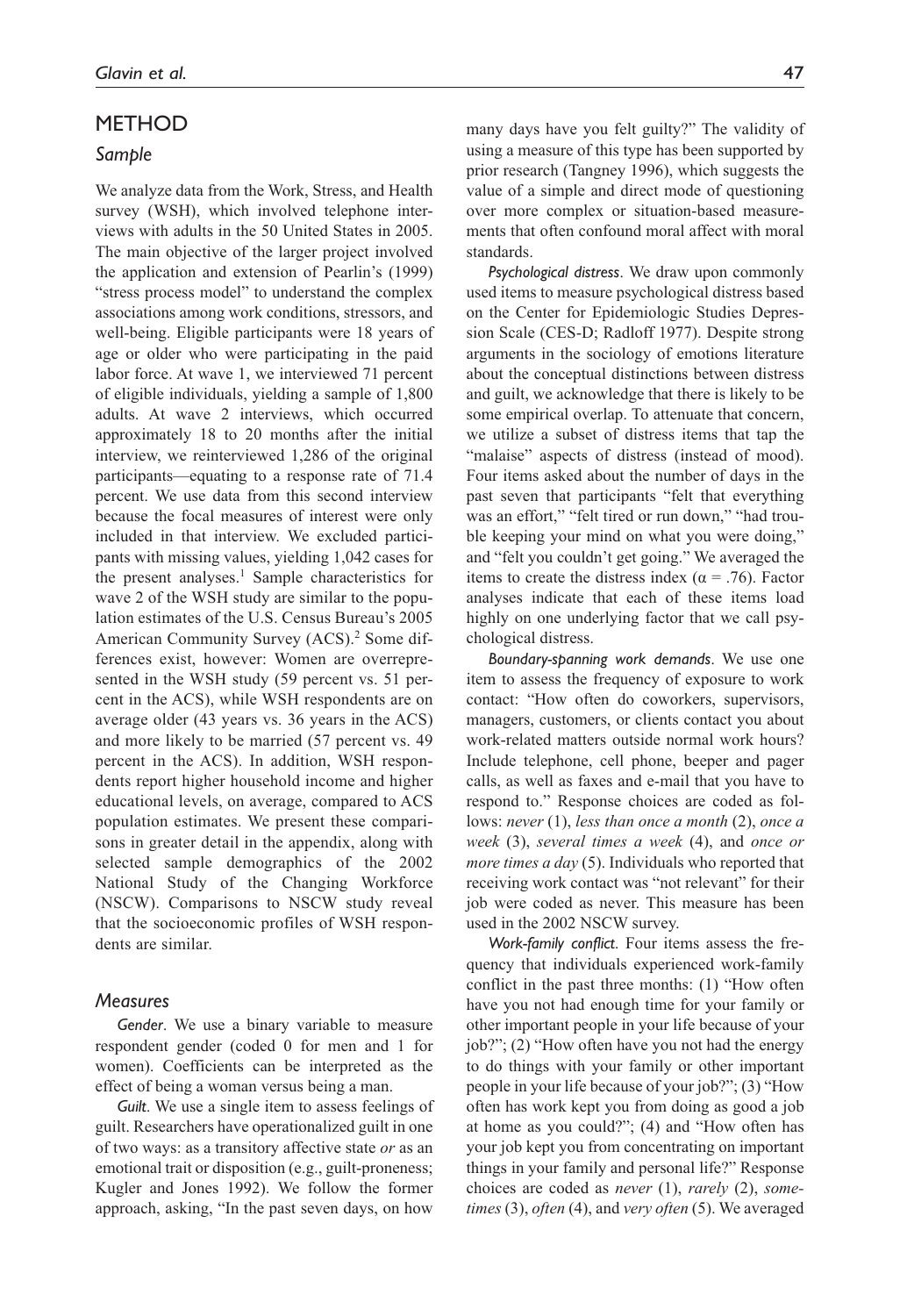# METHOD

## Sample

We analyze data from the Work, Stress, and Health survey (WSH), which involved telephone interviews with adults in the 50 United States in 2005. The main objective of the larger project involved the application and extension of Pearlin's (1999) "stress process model" to understand the complex associations among work conditions, stressors, and well-being. Eligible participants were 18 years of age or older who were participating in the paid labor force. At wave 1, we interviewed 71 percent of eligible individuals, yielding a sample of 1,800 adults. At wave 2 interviews, which occurred approximately 18 to 20 months after the initial interview, we reinterviewed 1,286 of the original participants—equating to a response rate of 71.4 percent. We use data from this second interview because the focal measures of interest were only included in that interview. We excluded participants with missing values, yielding 1,042 cases for the present analyses.[1] Sample characteristics for wave 2 of the WSH study are similar to the population estimates of the U.S. Census Bureau's 2005 American Community Survey (ACS).[2] Some differences exist, however: Women are overrepresented in the WSH study (59 percent vs. 51 percent in the ACS), while WSH respondents are on average older (43 years vs. 36 years in the ACS) and more likely to be married (57 percent vs. 49 percent in the ACS). In addition, WSH respondents report higher household income and higher educational levels, on average, compared to ACS population estimates. We present these comparisons in greater detail in the appendix, along with selected sample demographics of the 2002 National Study of the Changing Workforce (NSCW). Comparisons to NSCW study reveal that the socioeconomic profiles of WSH respondents are similar.

## Measures

*Gender*. We use a binary variable to measure respondent gender (coded 0 for men and 1 for women). Coefficients can be interpreted as the effect of being a woman versus being a man.

*Guilt*. We use a single item to assess feelings of guilt. Researchers have operationalized guilt in one of two ways: as a transitory affective state *or* as an emotional trait or disposition (e.g., guilt-proneness; Kugler and Jones 1992). We follow the former approach, asking, "In the past seven days, on how many days have you felt guilty?" The validity of using a measure of this type has been supported by prior research (Tangney 1996), which suggests the value of a simple and direct mode of questioning over more complex or situation-based measurements that often confound moral affect with moral standards.

*Psychological distress*. We draw upon commonly used items to measure psychological distress based on the Center for Epidemiologic Studies Depression Scale (CES-D; Radloff 1977). Despite strong arguments in the sociology of emotions literature about the conceptual distinctions between distress and guilt, we acknowledge that there is likely to be some empirical overlap. To attenuate that concern, we utilize a subset of distress items that tap the "malaise" aspects of distress (instead of mood). Four items asked about the number of days in the past seven that participants "felt that everything was an effort," "felt tired or run down," "had trouble keeping your mind on what you were doing," and "felt you couldn't get going." We averaged the items to create the distress index ($\alpha = .76$). Factor analyses indicate that each of these items load highly on one underlying factor that we call psychological distress.

*Boundary-spanning work demands*. We use one item to assess the frequency of exposure to work contact: "How often do coworkers, supervisors, managers, customers, or clients contact you about work-related matters outside normal work hours? Include telephone, cell phone, beeper and pager calls, as well as faxes and e-mail that you have to respond to." Response choices are coded as follows: *never* (1), *less than once a month* (2), *once a week* (3), *several times a week* (4), and *once or more times a day* (5). Individuals who reported that receiving work contact was "not relevant" for their job were coded as never. This measure has been used in the 2002 NSCW survey.

*Work-family conflict*. Four items assess the frequency that individuals experienced work-family conflict in the past three months: (1) "How often have you not had enough time for your family or other important people in your life because of your job?"; (2) "How often have you not had the energy to do things with your family or other important people in your life because of your job?"; (3) "How often has work kept you from doing as good a job at home as you could?"; (4) and "How often has your job kept you from concentrating on important things in your family and personal life?" Response choices are coded as *never* (1), *rarely* (2), *sometimes* (3), *often* (4), and *very often* (5). We averaged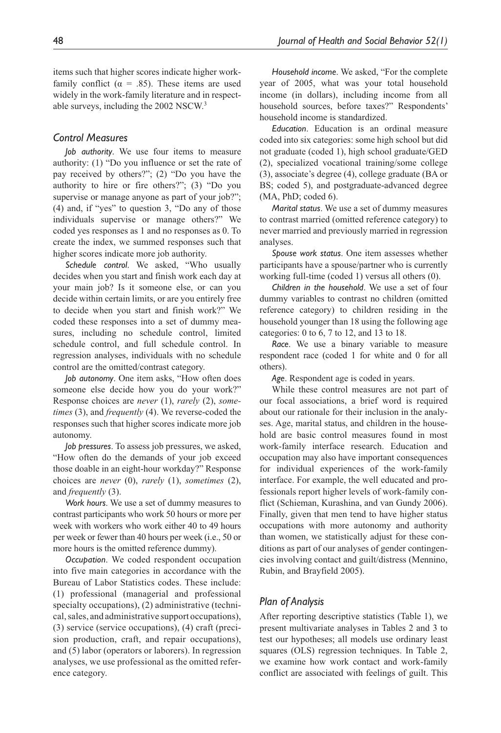items such that higher scores indicate higher work-family conflict ($\alpha$ = .85). These items are used widely in the work-family literature and in respectable surveys, including the 2002 NSCW.[3]

## Control Measures

*Job authority*. We use four items to measure authority: (1) "Do you influence or set the rate of pay received by others?"; (2) "Do you have the authority to hire or fire others?"; (3) "Do you supervise or manage anyone as part of your job?"; (4) and, if "yes" to question 3, "Do any of those individuals supervise or manage others?" We coded yes responses as 1 and no responses as 0. To create the index, we summed responses such that higher scores indicate more job authority.

*Schedule control*. We asked, "Who usually decides when you start and finish work each day at your main job? Is it someone else, or can you decide within certain limits, or are you entirely free to decide when you start and finish work?" We coded these responses into a set of dummy measures, including no schedule control, limited schedule control, and full schedule control. In regression analyses, individuals with no schedule control are the omitted/contrast category.

*Job autonomy*. One item asks, "How often does someone else decide how you do your work?" Response choices are *never* (1), *rarely* (2), *sometimes* (3), and *frequently* (4). We reverse-coded the responses such that higher scores indicate more job autonomy.

*Job pressures*. To assess job pressures, we asked, "How often do the demands of your job exceed those doable in an eight-hour workday?" Response choices are *never* (0), *rarely* (1), *sometimes* (2), and *frequently* (3).

*Work hours*. We use a set of dummy measures to contrast participants who work 50 hours or more per week with workers who work either 40 to 49 hours per week or fewer than 40 hours per week (i.e., 50 or more hours is the omitted reference dummy).

*Occupation*. We coded respondent occupation into five main categories in accordance with the Bureau of Labor Statistics codes. These include: (1) professional (managerial and professional specialty occupations), (2) administrative (technical, sales, and administrative support occupations), (3) service (service occupations), (4) craft (precision production, craft, and repair occupations), and (5) labor (operators or laborers). In regression analyses, we use professional as the omitted reference category.

*Household income*. We asked, "For the complete year of 2005, what was your total household income (in dollars), including income from all household sources, before taxes?" Respondents' household income is standardized.

*Education*. Education is an ordinal measure coded into six categories: some high school but did not graduate (coded 1), high school graduate/GED (2), specialized vocational training/some college (3), associate's degree (4), college graduate (BA or BS; coded 5), and postgraduate-advanced degree (MA, PhD; coded 6).

*Marital status*. We use a set of dummy measures to contrast married (omitted reference category) to never married and previously married in regression analyses.

*Spouse work status*. One item assesses whether participants have a spouse/partner who is currently working full-time (coded 1) versus all others (0).

*Children in the household*. We use a set of four dummy variables to contrast no children (omitted reference category) to children residing in the household younger than 18 using the following age categories: 0 to 6, 7 to 12, and 13 to 18.

*Race*. We use a binary variable to measure respondent race (coded 1 for white and 0 for all others).

*Age*. Respondent age is coded in years.

While these control measures are not part of our focal associations, a brief word is required about our rationale for their inclusion in the analyses. Age, marital status, and children in the household are basic control measures found in most work-family interface research. Education and occupation may also have important consequences for individual experiences of the work-family interface. For example, the well educated and professionals report higher levels of work-family conflict (Schieman, Kurashina, and van Gundy 2006). Finally, given that men tend to have higher status occupations with more autonomy and authority than women, we statistically adjust for these conditions as part of our analyses of gender contingencies involving contact and guilt/distress (Mennino, Rubin, and Brayfield 2005).

## Plan of Analysis

After reporting descriptive statistics (Table 1), we present multivariate analyses in Tables 2 and 3 to test our hypotheses; all models use ordinary least squares (OLS) regression techniques. In Table 2, we examine how work contact and work-family conflict are associated with feelings of guilt. This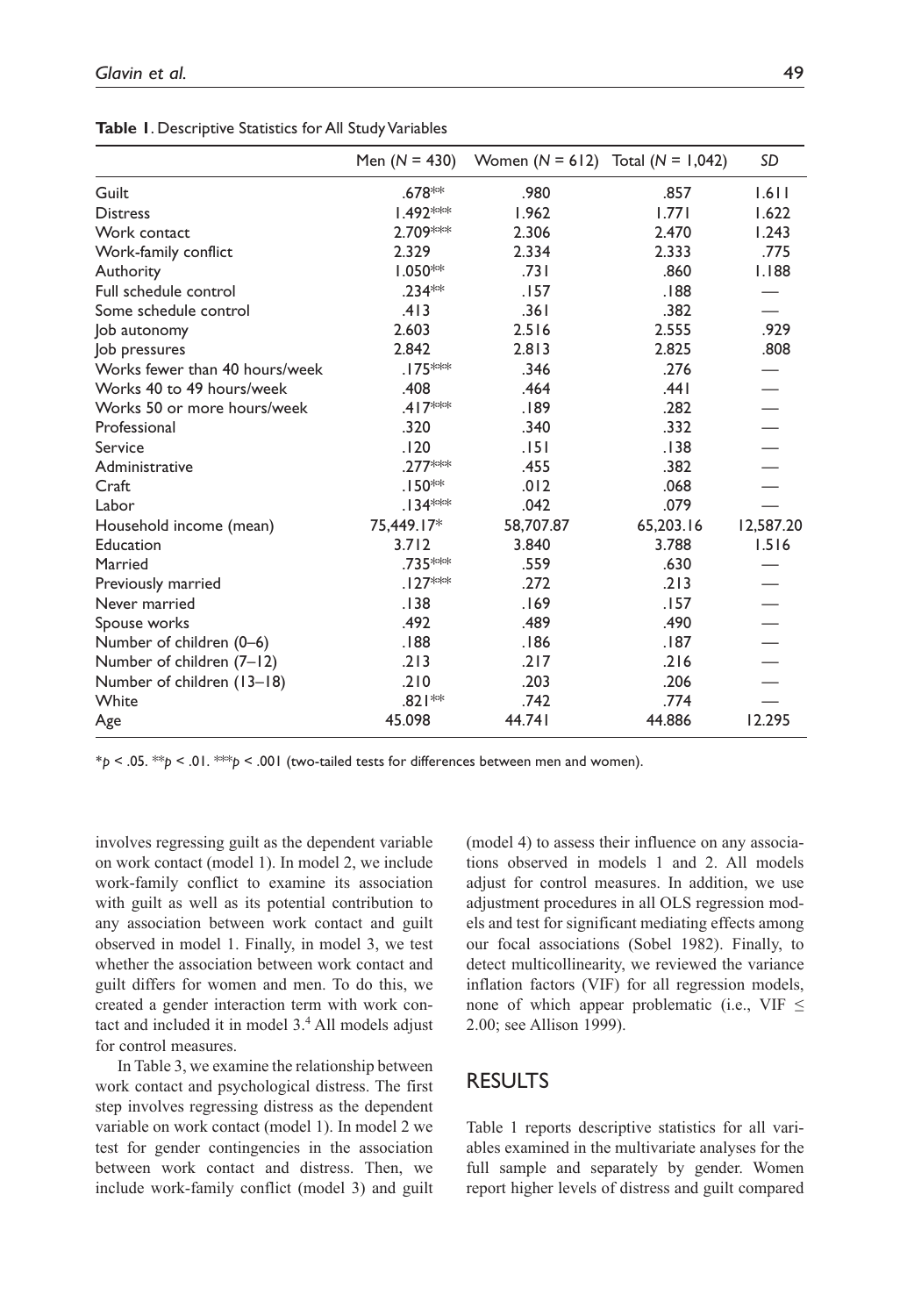**Table 1**. Descriptive Statistics for All Study Variables

| | Men ($N$ = 430) | Women ($N$ = 612) | Total ($N$ = 1,042) | $SD$ |
|---|---|---|---|---|
| Guilt | .678** | .980 | .857 | 1.611 |
| Distress | 1.492*** | 1.962 | 1.771 | 1.622 |
| Work contact | 2.709*** | 2.306 | 2.470 | 1.243 |
| Work-family conflict | 2.329 | 2.334 | 2.333 | .775 |
| Authority | 1.050** | .731 | .860 | 1.188 |
| Full schedule control | .234** | .157 | .188 | — |
| Some schedule control | .413 | .361 | .382 | — |
| Job autonomy | 2.603 | 2.516 | 2.555 | .929 |
| Job pressures | 2.842 | 2.813 | 2.825 | .808 |
| Works fewer than 40 hours/week | .175*** | .346 | .276 | — |
| Works 40 to 49 hours/week | .408 | .464 | .441 | — |
| Works 50 or more hours/week | .417*** | .189 | .282 | — |
| Professional | .320 | .340 | .332 | — |
| Service | .120 | .151 | .138 | — |
| Administrative | .277*** | .455 | .382 | — |
| Craft | .150** | .012 | .068 | — |
| Labor | .134*** | .042 | .079 | — |
| Household income (mean) | 75,449.17* | 58,707.87 | 65,203.16 | 12,587.20 |
| Education | 3.712 | 3.840 | 3.788 | 1.516 |
| Married | .735*** | .559 | .630 | — |
| Previously married | .127*** | .272 | .213 | — |
| Never married | .138 | .169 | .157 | — |
| Spouse works | .492 | .489 | .490 | — |
| Number of children (0–6) | .188 | .186 | .187 | — |
| Number of children (7–12) | .213 | .217 | .216 | — |
| Number of children (13–18) | .210 | .203 | .206 | — |
| White | .821** | .742 | .774 | — |
| Age | 45.098 | 44.741 | 44.886 | 12.295 |

*$p$ < .05. **$p$ < .01. ***$p$ < .001 (two-tailed tests for differences between men and women).

involves regressing guilt as the dependent variable on work contact (model 1). In model 2, we include work-family conflict to examine its association with guilt as well as its potential contribution to any association between work contact and guilt observed in model 1. Finally, in model 3, we test whether the association between work contact and guilt differs for women and men. To do this, we created a gender interaction term with work contact and included it in model 3.[4] All models adjust for control measures.

In Table 3, we examine the relationship between work contact and psychological distress. The first step involves regressing distress as the dependent variable on work contact (model 1). In model 2 we test for gender contingencies in the association between work contact and distress. Then, we include work-family conflict (model 3) and guilt (model 4) to assess their influence on any associations observed in models 1 and 2. All models adjust for control measures. In addition, we use adjustment procedures in all OLS regression models and test for significant mediating effects among our focal associations (Sobel 1982). Finally, to detect multicollinearity, we reviewed the variance inflation factors (VIF) for all regression models, none of which appear problematic (i.e., VIF ≤ 2.00; see Allison 1999).

## RESULTS

Table 1 reports descriptive statistics for all variables examined in the multivariate analyses for the full sample and separately by gender. Women report higher levels of distress and guilt compared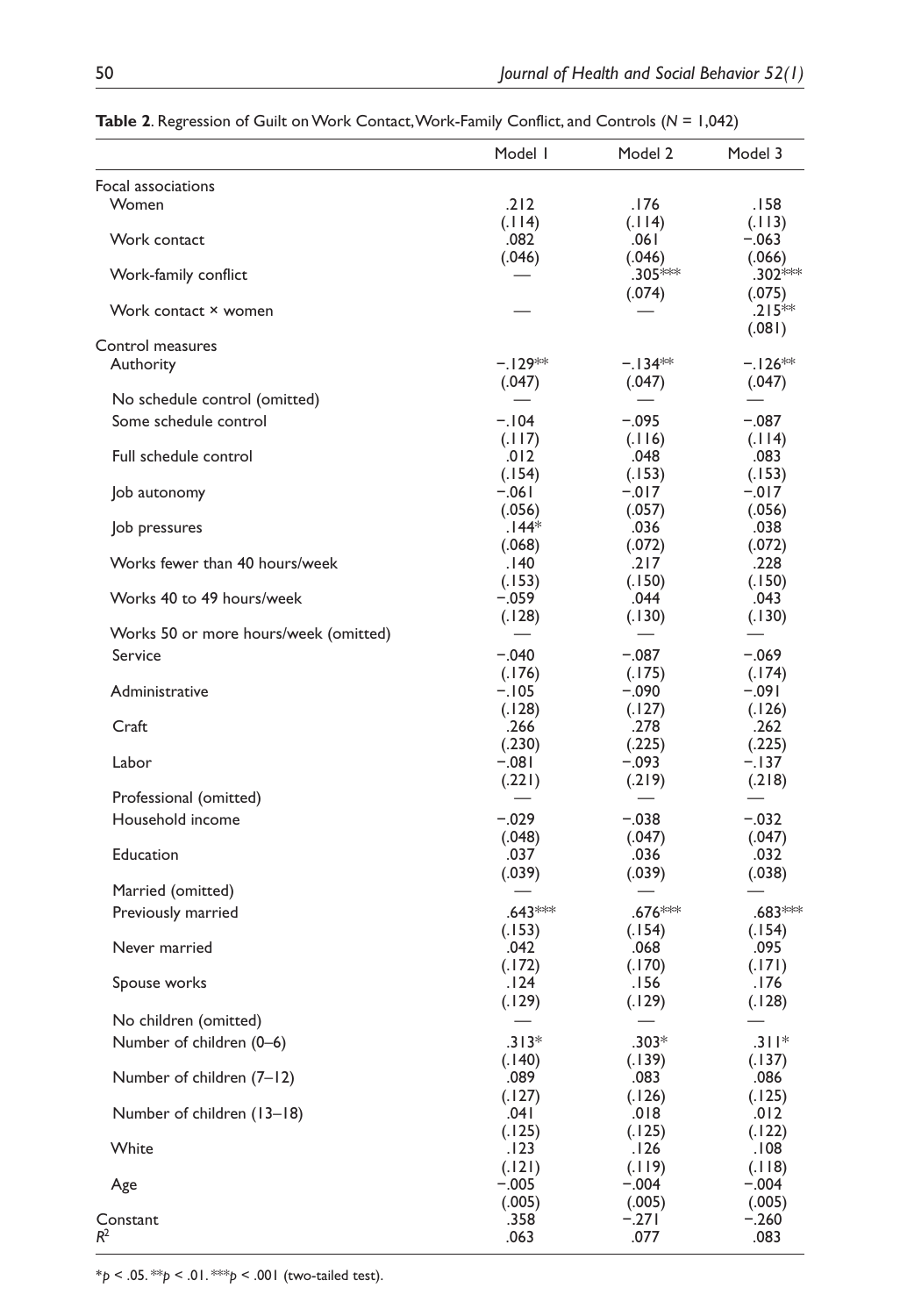**Table 2**. Regression of Guilt on Work Contact, Work-Family Conflict, and Controls ($N$ = 1,042)

| | Model 1 | Model 2 | Model 3 |
|---|---|---|---|
| Focal associations | | | |
| Women | .212 | .176 | .158 |
| | (.114) | (.114) | (.113) |
| Work contact | .082 | .061 | −.063 |
| | (.046) | (.046) | (.066) |
| Work-family conflict | — | .305*** | .302*** |
| | | (.074) | (.075) |
| Work contact × women | — | — | .215** |
| | | | (.081) |
| Control measures | | | |
| Authority | −.129** | −.134** | −.126** |
| | (.047) | (.047) | (.047) |
| No schedule control (omitted) | — | — | — |
| Some schedule control | −.104 | −.095 | −.087 |
| | (.117) | (.116) | (.114) |
| Full schedule control | .012 | .048 | .083 |
| | (.154) | (.153) | (.153) |
| Job autonomy | −.061 | −.017 | −.017 |
| | (.056) | (.057) | (.056) |
| Job pressures | .144* | .036 | .038 |
| | (.068) | (.072) | (.072) |
| Works fewer than 40 hours/week | .140 | .217 | .228 |
| | (.153) | (.150) | (.150) |
| Works 40 to 49 hours/week | −.059 | .044 | .043 |
| | (.128) | (.130) | (.130) |
| Works 50 or more hours/week (omitted) | — | — | — |
| Service | −.040 | −.087 | −.069 |
| | (.176) | (.175) | (.174) |
| Administrative | −.105 | −.090 | −.091 |
| | (.128) | (.127) | (.126) |
| Craft | .266 | .278 | .262 |
| | (.230) | (.225) | (.225) |
| Labor | −.081 | −.093 | −.137 |
| | (.221) | (.219) | (.218) |
| Professional (omitted) | — | — | — |
| Household income | −.029 | −.038 | −.032 |
| | (.048) | (.047) | (.047) |
| Education | .037 | .036 | .032 |
| | (.039) | (.039) | (.038) |
| Married (omitted) | — | — | — |
| Previously married | .643*** | .676*** | .683*** |
| | (.153) | (.154) | (.154) |
| Never married | .042 | .068 | .095 |
| | (.172) | (.170) | (.171) |
| Spouse works | .124 | .156 | .176 |
| | (.129) | (.129) | (.128) |
| No children (omitted) | — | — | — |
| Number of children (0–6) | .313* | .303* | .311* |
| | (.140) | (.139) | (.137) |
| Number of children (7–12) | .089 | .083 | .086 |
| | (.127) | (.126) | (.125) |
| Number of children (13–18) | .041 | .018 | .012 |
| | (.125) | (.125) | (.122) |
| White | .123 | .126 | .108 |
| | (.121) | (.119) | (.118) |
| Age | −.005 | −.004 | −.004 |
| | (.005) | (.005) | (.005) |
| Constant | .358 | −.271 | −.260 |
| $R^2$ | .063 | .077 | .083 |

*$p$ < .05. **$p$ < .01. ***$p$ < .001 (two-tailed test).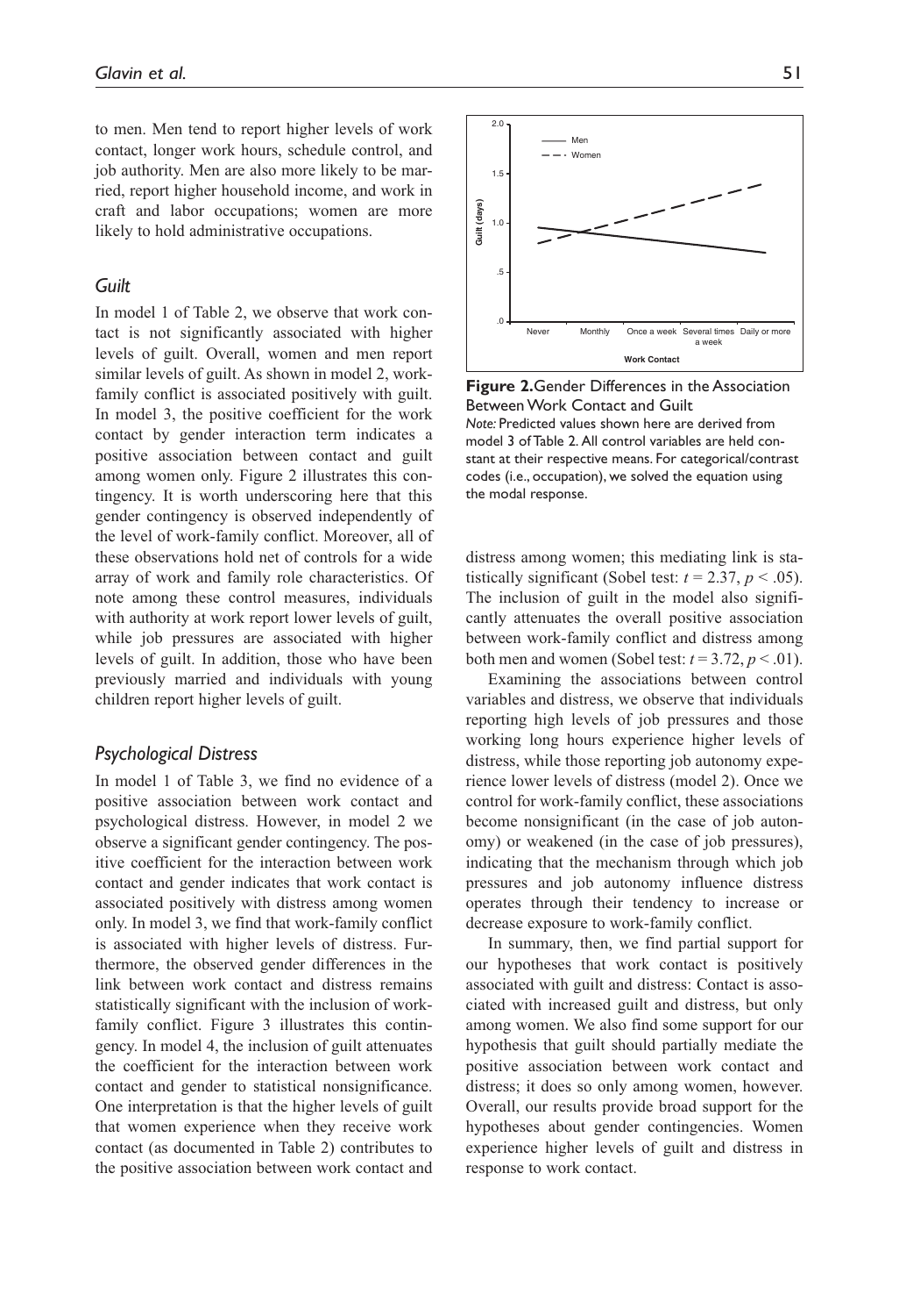to men. Men tend to report higher levels of work contact, longer work hours, schedule control, and job authority. Men are also more likely to be married, report higher household income, and work in craft and labor occupations; women are more likely to hold administrative occupations.

### Guilt

In model 1 of Table 2, we observe that work contact is not significantly associated with higher levels of guilt. Overall, women and men report similar levels of guilt. As shown in model 2, work-family conflict is associated positively with guilt. In model 3, the positive coefficient for the work contact by gender interaction term indicates a positive association between contact and guilt among women only. Figure 2 illustrates this contingency. It is worth underscoring here that this gender contingency is observed independently of the level of work-family conflict. Moreover, all of these observations hold net of controls for a wide array of work and family role characteristics. Of note among these control measures, individuals with authority at work report lower levels of guilt, while job pressures are associated with higher levels of guilt. In addition, those who have been previously married and individuals with young children report higher levels of guilt.

### Psychological Distress

In model 1 of Table 3, we find no evidence of a positive association between work contact and psychological distress. However, in model 2 we observe a significant gender contingency. The positive coefficient for the interaction between work contact and gender indicates that work contact is associated positively with distress among women only. In model 3, we find that work-family conflict is associated with higher levels of distress. Furthermore, the observed gender differences in the link between work contact and distress remains statistically significant with the inclusion of work-family conflict. Figure 3 illustrates this contingency. In model 4, the inclusion of guilt attenuates the coefficient for the interaction between work contact and gender to statistical nonsignificance. One interpretation is that the higher levels of guilt that women experience when they receive work contact (as documented in Table 2) contributes to the positive association between work contact and distress among women; this mediating link is statistically significant (Sobel test: $t = 2.37$, $p < .05$). The inclusion of guilt in the model also significantly attenuates the overall positive association between work-family conflict and distress among both men and women (Sobel test: $t = 3.72$, $p < .01$).

Examining the associations between control variables and distress, we observe that individuals reporting high levels of job pressures and those working long hours experience higher levels of distress, while those reporting job autonomy experience lower levels of distress (model 2). Once we control for work-family conflict, these associations become nonsignificant (in the case of job autonomy) or weakened (in the case of job pressures), indicating that the mechanism through which job pressures and job autonomy influence distress operates through their tendency to increase or decrease exposure to work-family conflict.

In summary, then, we find partial support for our hypotheses that work contact is positively associated with guilt and distress: Contact is associated with increased guilt and distress, but only among women. We also find some support for our hypothesis that guilt should partially mediate the positive association between work contact and distress; it does so only among women, however. Overall, our results provide broad support for the hypotheses about gender contingencies. Women experience higher levels of guilt and distress in response to work contact.

**Figure 2.** Gender Differences in the Association Between Work Contact and Guilt

*Note:* Predicted values shown here are derived from model 3 of Table 2. All control variables are held constant at their respective means. For categorical/contrast codes (i.e., occupation), we solved the equation using the modal response.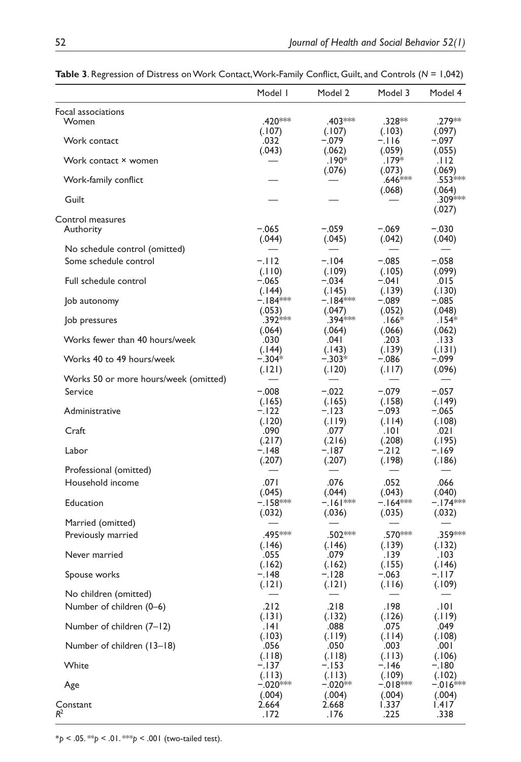**Table 3**. Regression of Distress on Work Contact, Work-Family Conflict, Guilt, and Controls ($N$ = 1,042)

| | Model 1 | Model 2 | Model 3 | Model 4 |
|---|---|---|---|---|
| Focal associations | | | | |
| Women | .420*** | .403*** | .328** | .279** |
| | (.107) | (.107) | (.103) | (.097) |
| Work contact | .032 | −.079 | −.116 | −.097 |
| | (.043) | (.062) | (.059) | (.055) |
| Work contact × women | — | .190* | .179* | .112 |
| | | (.076) | (.073) | (.069) |
| Work-family conflict | — | — | .646*** | .553*** |
| | | | (.068) | (.064) |
| Guilt | — | — | — | .309*** |
| | | | | (.027) |
| Control measures | | | | |
| Authority | −.065 | −.059 | −.069 | −.030 |
| | (.044) | (.045) | (.042) | (.040) |
| No schedule control (omitted) | — | — | — | — |
| Some schedule control | −.112 | −.104 | −.085 | −.058 |
| | (.110) | (.109) | (.105) | (.099) |
| Full schedule control | −.065 | −.034 | −.041 | .015 |
| | (.144) | (.145) | (.139) | (.130) |
| Job autonomy | −.184*** | −.184*** | −.089 | −.085 |
| | (.053) | (.047) | (.052) | (.048) |
| Job pressures | .392*** | .394*** | .166* | .154* |
| | (.064) | (.064) | (.066) | (.062) |
| Works fewer than 40 hours/week | .030 | .041 | .203 | .133 |
| | (.144) | (.143) | (.139) | (.131) |
| Works 40 to 49 hours/week | −.304* | −.303* | −.086 | −.099 |
| | (.121) | (.120) | (.117) | (.096) |
| Works 50 or more hours/week (omitted) | — | — | — | — |
| Service | −.008 | −.022 | −.079 | −.057 |
| | (.165) | (.165) | (.158) | (.149) |
| Administrative | −.122 | −.123 | −.093 | −.065 |
| | (.120) | (.119) | (.114) | (.108) |
| Craft | .090 | .077 | .101 | .021 |
| | (.217) | (.216) | (.208) | (.195) |
| Labor | −.148 | −.187 | −.212 | −.169 |
| | (.207) | (.207) | (.198) | (.186) |
| Professional (omitted) | — | — | — | — |
| Household income | .071 | .076 | .052 | .066 |
| | (.045) | (.044) | (.043) | (.040) |
| Education | −.158*** | −.161*** | −.164*** | −.174*** |
| | (.032) | (.036) | (.035) | (.032) |
| Married (omitted) | — | — | — | — |
| Previously married | .495*** | .502*** | .570*** | .359*** |
| | (.146) | (.146) | (.139) | (.132) |
| Never married | .055 | .079 | .139 | .103 |
| | (.162) | (.162) | (.155) | (.146) |
| Spouse works | −.148 | −.128 | −.063 | −.117 |
| | (.121) | (.121) | (.116) | (.109) |
| No children (omitted) | — | — | — | — |
| Number of children (0–6) | .212 | .218 | .198 | .101 |
| | (.131) | (.132) | (.126) | (.119) |
| Number of children (7–12) | .141 | .088 | .075 | .049 |
| | (.103) | (.119) | (.114) | (.108) |
| Number of children (13–18) | .056 | .050 | .003 | .001 |
| | (.118) | (.118) | (.113) | (.106) |
| White | −.137 | −.153 | −.146 | −.180 |
| | (.113) | (.113) | (.109) | (.102) |
| Age | −.020*** | −.020** | −.018*** | −.016*** |
| | (.004) | (.004) | (.004) | (.004) |
| Constant | 2.664 | 2.668 | 1.337 | 1.417 |
| $R^2$ | .172 | .176 | .225 | .338 |

*$p < .05$. **$p < .01$. ***$p < .001$ (two-tailed test).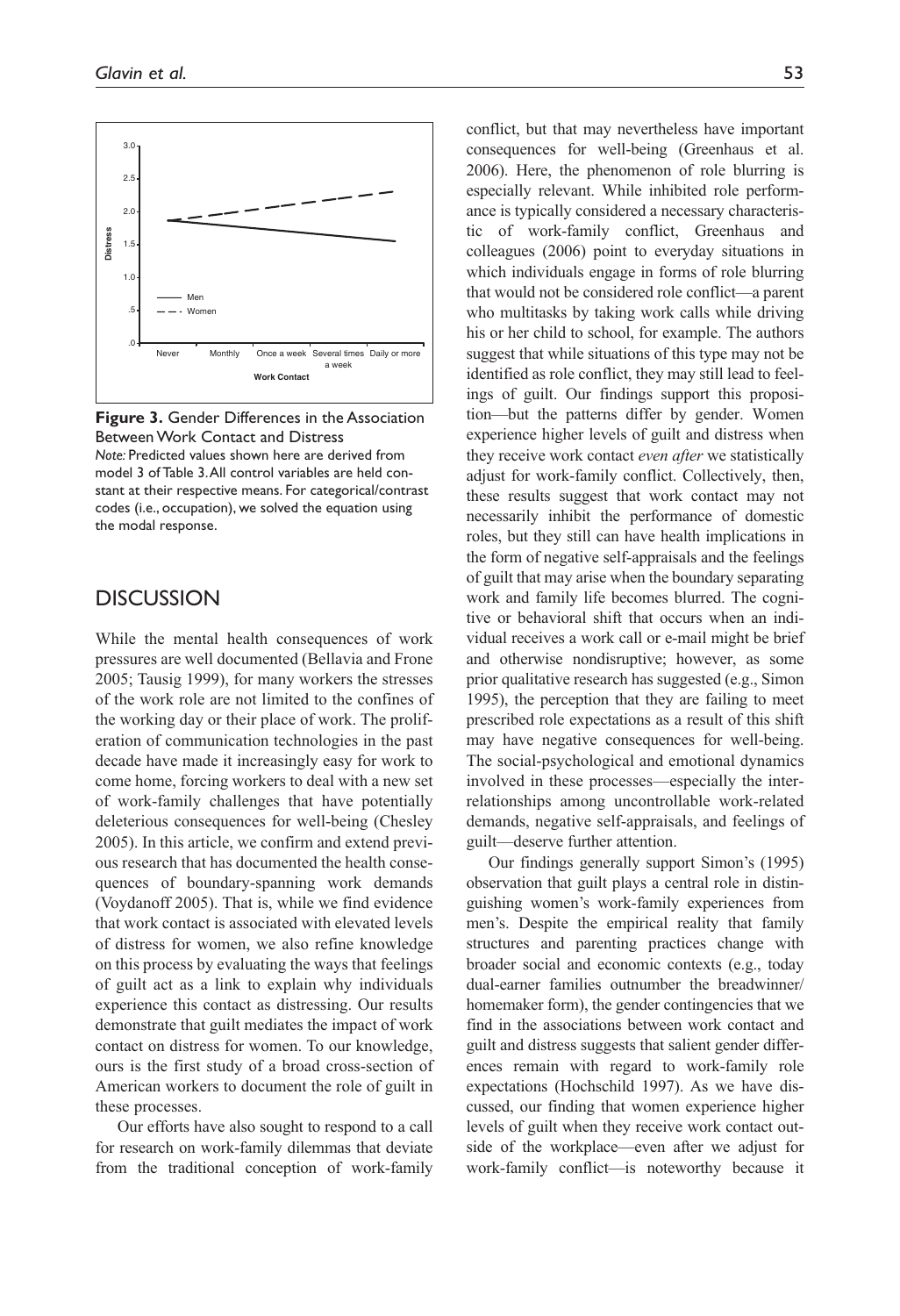**Figure 3.** Gender Differences in the Association Between Work Contact and Distress

*Note:* Predicted values shown here are derived from model 3 of Table 3. All control variables are held constant at their respective means. For categorical/contrast codes (i.e., occupation), we solved the equation using the modal response.

## DISCUSSION

While the mental health consequences of work pressures are well documented (Bellavia and Frone 2005; Tausig 1999), for many workers the stresses of the work role are not limited to the confines of the working day or their place of work. The proliferation of communication technologies in the past decade have made it increasingly easy for work to come home, forcing workers to deal with a new set of work-family challenges that have potentially deleterious consequences for well-being (Chesley 2005). In this article, we confirm and extend previous research that has documented the health consequences of boundary-spanning work demands (Voydanoff 2005). That is, while we find evidence that work contact is associated with elevated levels of distress for women, we also refine knowledge on this process by evaluating the ways that feelings of guilt act as a link to explain why individuals experience this contact as distressing. Our results demonstrate that guilt mediates the impact of work contact on distress for women. To our knowledge, ours is the first study of a broad cross-section of American workers to document the role of guilt in these processes.

Our efforts have also sought to respond to a call for research on work-family dilemmas that deviate from the traditional conception of work-family conflict, but that may nevertheless have important consequences for well-being (Greenhaus et al. 2006). Here, the phenomenon of role blurring is especially relevant. While inhibited role performance is typically considered a necessary characteristic of work-family conflict, Greenhaus and colleagues (2006) point to everyday situations in which individuals engage in forms of role blurring that would not be considered role conflict—a parent who multitasks by taking work calls while driving his or her child to school, for example. The authors suggest that while situations of this type may not be identified as role conflict, they may still lead to feelings of guilt. Our findings support this proposition—but the patterns differ by gender. Women experience higher levels of guilt and distress when they receive work contact *even after* we statistically adjust for work-family conflict. Collectively, then, these results suggest that work contact may not necessarily inhibit the performance of domestic roles, but they still can have health implications in the form of negative self-appraisals and the feelings of guilt that may arise when the boundary separating work and family life becomes blurred. The cognitive or behavioral shift that occurs when an individual receives a work call or e-mail might be brief and otherwise nondisruptive; however, as some prior qualitative research has suggested (e.g., Simon 1995), the perception that they are failing to meet prescribed role expectations as a result of this shift may have negative consequences for well-being. The social-psychological and emotional dynamics involved in these processes—especially the interrelationships among uncontrollable work-related demands, negative self-appraisals, and feelings of guilt—deserve further attention.

Our findings generally support Simon's (1995) observation that guilt plays a central role in distinguishing women's work-family experiences from men's. Despite the empirical reality that family structures and parenting practices change with broader social and economic contexts (e.g., today dual-earner families outnumber the breadwinner/homemaker form), the gender contingencies that we find in the associations between work contact and guilt and distress suggests that salient gender differences remain with regard to work-family role expectations (Hochschild 1997). As we have discussed, our finding that women experience higher levels of guilt when they receive work contact outside of the workplace—even after we adjust for work-family conflict—is noteworthy because it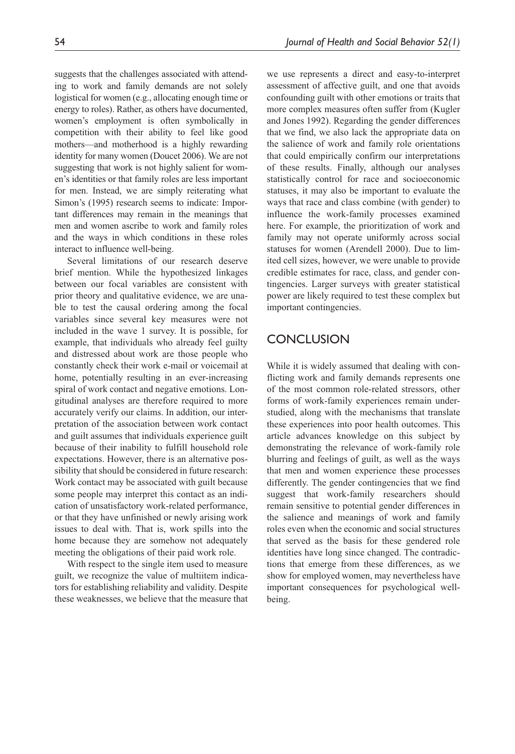suggests that the challenges associated with attending to work and family demands are not solely logistical for women (e.g., allocating enough time or energy to roles). Rather, as others have documented, women's employment is often symbolically in competition with their ability to feel like good mothers—and motherhood is a highly rewarding identity for many women (Doucet 2006). We are not suggesting that work is not highly salient for women's identities or that family roles are less important for men. Instead, we are simply reiterating what Simon's (1995) research seems to indicate: Important differences may remain in the meanings that men and women ascribe to work and family roles and the ways in which conditions in these roles interact to influence well-being.

Several limitations of our research deserve brief mention. While the hypothesized linkages between our focal variables are consistent with prior theory and qualitative evidence, we are unable to test the causal ordering among the focal variables since several key measures were not included in the wave 1 survey. It is possible, for example, that individuals who already feel guilty and distressed about work are those people who constantly check their work e-mail or voicemail at home, potentially resulting in an ever-increasing spiral of work contact and negative emotions. Longitudinal analyses are therefore required to more accurately verify our claims. In addition, our interpretation of the association between work contact and guilt assumes that individuals experience guilt because of their inability to fulfill household role expectations. However, there is an alternative possibility that should be considered in future research: Work contact may be associated with guilt because some people may interpret this contact as an indication of unsatisfactory work-related performance, or that they have unfinished or newly arising work issues to deal with. That is, work spills into the home because they are somehow not adequately meeting the obligations of their paid work role.

With respect to the single item used to measure guilt, we recognize the value of multiitem indicators for establishing reliability and validity. Despite these weaknesses, we believe that the measure that we use represents a direct and easy-to-interpret assessment of affective guilt, and one that avoids confounding guilt with other emotions or traits that more complex measures often suffer from (Kugler and Jones 1992). Regarding the gender differences that we find, we also lack the appropriate data on the salience of work and family role orientations that could empirically confirm our interpretations of these results. Finally, although our analyses statistically control for race and socioeconomic statuses, it may also be important to evaluate the ways that race and class combine (with gender) to influence the work-family processes examined here. For example, the prioritization of work and family may not operate uniformly across social statuses for women (Arendell 2000). Due to limited cell sizes, however, we were unable to provide credible estimates for race, class, and gender contingencies. Larger surveys with greater statistical power are likely required to test these complex but important contingencies.

## CONCLUSION

While it is widely assumed that dealing with conflicting work and family demands represents one of the most common role-related stressors, other forms of work-family experiences remain understudied, along with the mechanisms that translate these experiences into poor health outcomes. This article advances knowledge on this subject by demonstrating the relevance of work-family role blurring and feelings of guilt, as well as the ways that men and women experience these processes differently. The gender contingencies that we find suggest that work-family researchers should remain sensitive to potential gender differences in the salience and meanings of work and family roles even when the economic and social structures that served as the basis for these gendered role identities have long since changed. The contradictions that emerge from these differences, as we show for employed women, may nevertheless have important consequences for psychological well-being.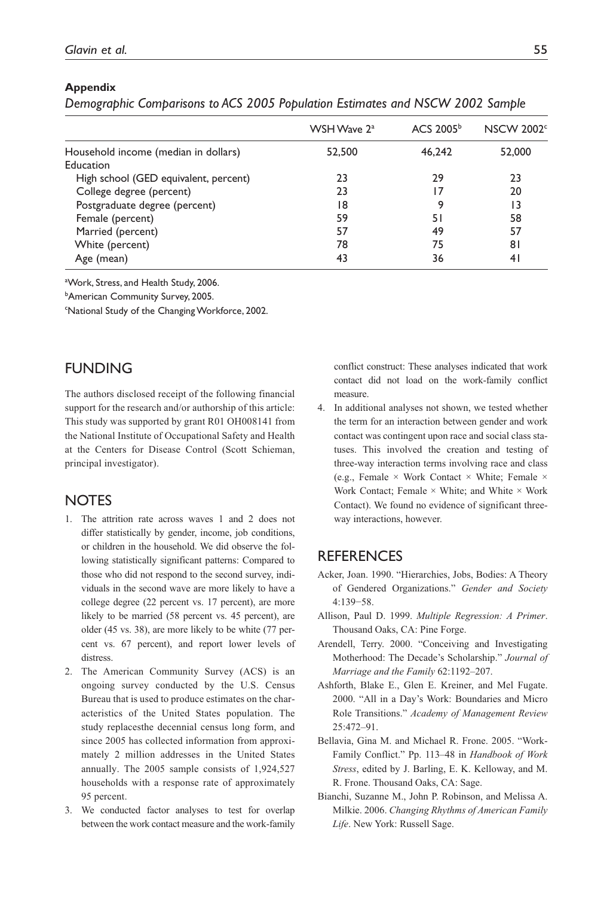**Appendix**

*Demographic Comparisons to ACS 2005 Population Estimates and NSCW 2002 Sample*

| | WSH Wave 2[a] | ACS 2005[b] | NSCW 2002[c] |
|---|---|---|---|
| Household income (median in dollars) | 52,500 | 46,242 | 52,000 |
| Education | | | |
| High school (GED equivalent, percent) | 23 | 29 | 23 |
| College degree (percent) | 23 | 17 | 20 |
| Postgraduate degree (percent) | 18 | 9 | 13 |
| Female (percent) | 59 | 51 | 58 |
| Married (percent) | 57 | 49 | 57 |
| White (percent) | 78 | 75 | 81 |
| Age (mean) | 43 | 36 | 41 |

[a]Work, Stress, and Health Study, 2006.

[b]American Community Survey, 2005.

[c]National Study of the Changing Workforce, 2002.

## FUNDING

The authors disclosed receipt of the following financial support for the research and/or authorship of this article: This study was supported by grant R01 OH008141 from the National Institute of Occupational Safety and Health at the Centers for Disease Control (Scott Schieman, principal investigator).

## NOTES

1. The attrition rate across waves 1 and 2 does not differ statistically by gender, income, job conditions, or children in the household. We did observe the following statistically significant patterns: Compared to those who did not respond to the second survey, individuals in the second wave are more likely to have a college degree (22 percent vs. 17 percent), are more likely to be married (58 percent vs. 45 percent), are older (45 vs. 38), are more likely to be white (77 percent vs. 67 percent), and report lower levels of distress.
2. The American Community Survey (ACS) is an ongoing survey conducted by the U.S. Census Bureau that is used to produce estimates on the characteristics of the United States population. The study replacesthe decennial census long form, and since 2005 has collected information from approximately 2 million addresses in the United States annually. The 2005 sample consists of 1,924,527 households with a response rate of approximately 95 percent.
3. We conducted factor analyses to test for overlap between the work contact measure and the work-family conflict construct: These analyses indicated that work contact did not load on the work-family conflict measure.
4. In additional analyses not shown, we tested whether the term for an interaction between gender and work contact was contingent upon race and social class statuses. This involved the creation and testing of three-way interaction terms involving race and class (e.g., Female × Work Contact × White; Female × Work Contact; Female × White; and White × Work Contact). We found no evidence of significant three-way interactions, however.

## REFERENCES

Acker, Joan. 1990. "Hierarchies, Jobs, Bodies: A Theory of Gendered Organizations." *Gender and Society* 4:139−58.

Allison, Paul D. 1999. *Multiple Regression: A Primer*. Thousand Oaks, CA: Pine Forge.

Arendell, Terry. 2000. "Conceiving and Investigating Motherhood: The Decade's Scholarship." *Journal of Marriage and the Family* 62:1192–207.

Ashforth, Blake E., Glen E. Kreiner, and Mel Fugate. 2000. "All in a Day's Work: Boundaries and Micro Role Transitions." *Academy of Management Review* 25:472–91.

Bellavia, Gina M. and Michael R. Frone. 2005. "Work-Family Conflict." Pp. 113–48 in *Handbook of Work Stress*, edited by J. Barling, E. K. Kelloway, and M. R. Frone. Thousand Oaks, CA: Sage.

Bianchi, Suzanne M., John P. Robinson, and Melissa A. Milkie. 2006. *Changing Rhythms of American Family Life*. New York: Russell Sage.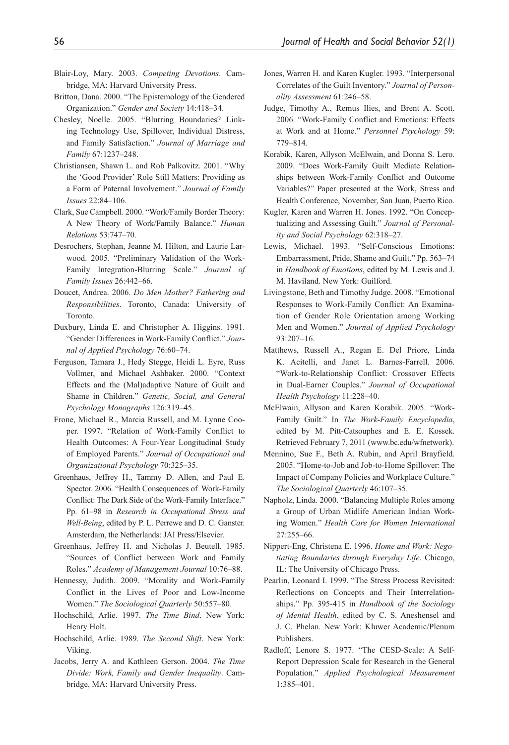Blair-Loy, Mary. 2003. *Competing Devotions*. Cambridge, MA: Harvard University Press.

Britton, Dana. 2000. "The Epistemology of the Gendered Organization." *Gender and Society* 14:418–34.

Chesley, Noelle. 2005. "Blurring Boundaries? Linking Technology Use, Spillover, Individual Distress, and Family Satisfaction." *Journal of Marriage and Family* 67:1237–248.

Christiansen, Shawn L. and Rob Palkovitz. 2001. "Why the 'Good Provider' Role Still Matters: Providing as a Form of Paternal Involvement." *Journal of Family Issues* 22:84–106.

Clark, Sue Campbell. 2000. "Work/Family Border Theory: A New Theory of Work/Family Balance." *Human Relations* 53:747–70.

Desrochers, Stephan, Jeanne M. Hilton, and Laurie Larwood. 2005. "Preliminary Validation of the Work-Family Integration-Blurring Scale." *Journal of Family Issues* 26:442–66.

Doucet, Andrea. 2006. *Do Men Mother? Fathering and Responsibilities*. Toronto, Canada: University of Toronto.

Duxbury, Linda E. and Christopher A. Higgins. 1991. "Gender Differences in Work-Family Conflict." *Journal of Applied Psychology* 76:60–74.

Ferguson, Tamara J., Hedy Stegge, Heidi L. Eyre, Russ Vollmer, and Michael Ashbaker. 2000. "Context Effects and the (Mal)adaptive Nature of Guilt and Shame in Children." *Genetic, Social, and General Psychology Monographs* 126:319–45.

Frone, Michael R., Marcia Russell, and M. Lynne Cooper. 1997. "Relation of Work-Family Conflict to Health Outcomes: A Four-Year Longitudinal Study of Employed Parents." *Journal of Occupational and Organizational Psychology* 70:325–35.

Greenhaus, Jeffrey H., Tammy D. Allen, and Paul E. Spector. 2006. "Health Consequences of Work-Family Conflict: The Dark Side of the Work-Family Interface." Pp. 61–98 in *Research in Occupational Stress and Well-Being*, edited by P. L. Perrewe and D. C. Ganster. Amsterdam, the Netherlands: JAI Press/Elsevier.

Greenhaus, Jeffrey H. and Nicholas J. Beutell. 1985. "Sources of Conflict between Work and Family Roles." *Academy of Management Journal* 10:76–88.

Hennessy, Judith. 2009. "Morality and Work-Family Conflict in the Lives of Poor and Low-Income Women." *The Sociological Quarterly* 50:557–80.

Hochschild, Arlie. 1997. *The Time Bind*. New York: Henry Holt.

Hochschild, Arlie. 1989. *The Second Shift*. New York: Viking.

Jacobs, Jerry A. and Kathleen Gerson. 2004. *The Time Divide: Work, Family and Gender Inequality*. Cambridge, MA: Harvard University Press.

Jones, Warren H. and Karen Kugler. 1993. "Interpersonal Correlates of the Guilt Inventory." *Journal of Personality Assessment* 61:246–58.

Judge, Timothy A., Remus Ilies, and Brent A. Scott. 2006. "Work-Family Conflict and Emotions: Effects at Work and at Home." *Personnel Psychology* 59: 779–814.

Korabik, Karen, Allyson McElwain, and Donna S. Lero. 2009. "Does Work-Family Guilt Mediate Relationships between Work-Family Conflict and Outcome Variables?" Paper presented at the Work, Stress and Health Conference, November, San Juan, Puerto Rico.

Kugler, Karen and Warren H. Jones. 1992. "On Conceptualizing and Assessing Guilt." *Journal of Personality and Social Psychology* 62:318–27.

Lewis, Michael. 1993. "Self-Conscious Emotions: Embarrassment, Pride, Shame and Guilt." Pp. 563–74 in *Handbook of Emotions*, edited by M. Lewis and J. M. Haviland. New York: Guilford.

Livingstone, Beth and Timothy Judge. 2008. "Emotional Responses to Work-Family Conflict: An Examination of Gender Role Orientation among Working Men and Women." *Journal of Applied Psychology* 93:207–16.

Matthews, Russell A., Regan E. Del Priore, Linda K. Acitelli, and Janet L. Barnes-Farrell. 2006. "Work-to-Relationship Conflict: Crossover Effects in Dual-Earner Couples." *Journal of Occupational Health Psychology* 11:228–40.

McElwain, Allyson and Karen Korabik. 2005. "Work-Family Guilt." In *The Work-Family Encyclopedia*, edited by M. Pitt-Catsouphes and E. E. Kossek. Retrieved February 7, 2011 (www.bc.edu/wfnetwork).

Mennino, Sue F., Beth A. Rubin, and April Brayfield. 2005. "Home-to-Job and Job-to-Home Spillover: The Impact of Company Policies and Workplace Culture." *The Sociological Quarterly* 46:107–35.

Napholz, Linda. 2000. "Balancing Multiple Roles among a Group of Urban Midlife American Indian Working Women." *Health Care for Women International* 27:255–66.

Nippert-Eng, Christena E. 1996. *Home and Work: Negotiating Boundaries through Everyday Life*. Chicago, IL: The University of Chicago Press.

Pearlin, Leonard I. 1999. "The Stress Process Revisited: Reflections on Concepts and Their Interrelationships." Pp. 395-415 in *Handbook of the Sociology of Mental Health*, edited by C. S. Aneshensel and J. C. Phelan. New York: Kluwer Academic/Plenum Publishers.

Radloff, Lenore S. 1977. "The CESD-Scale: A Self-Report Depression Scale for Research in the General Population." *Applied Psychological Measurement* 1:385–401.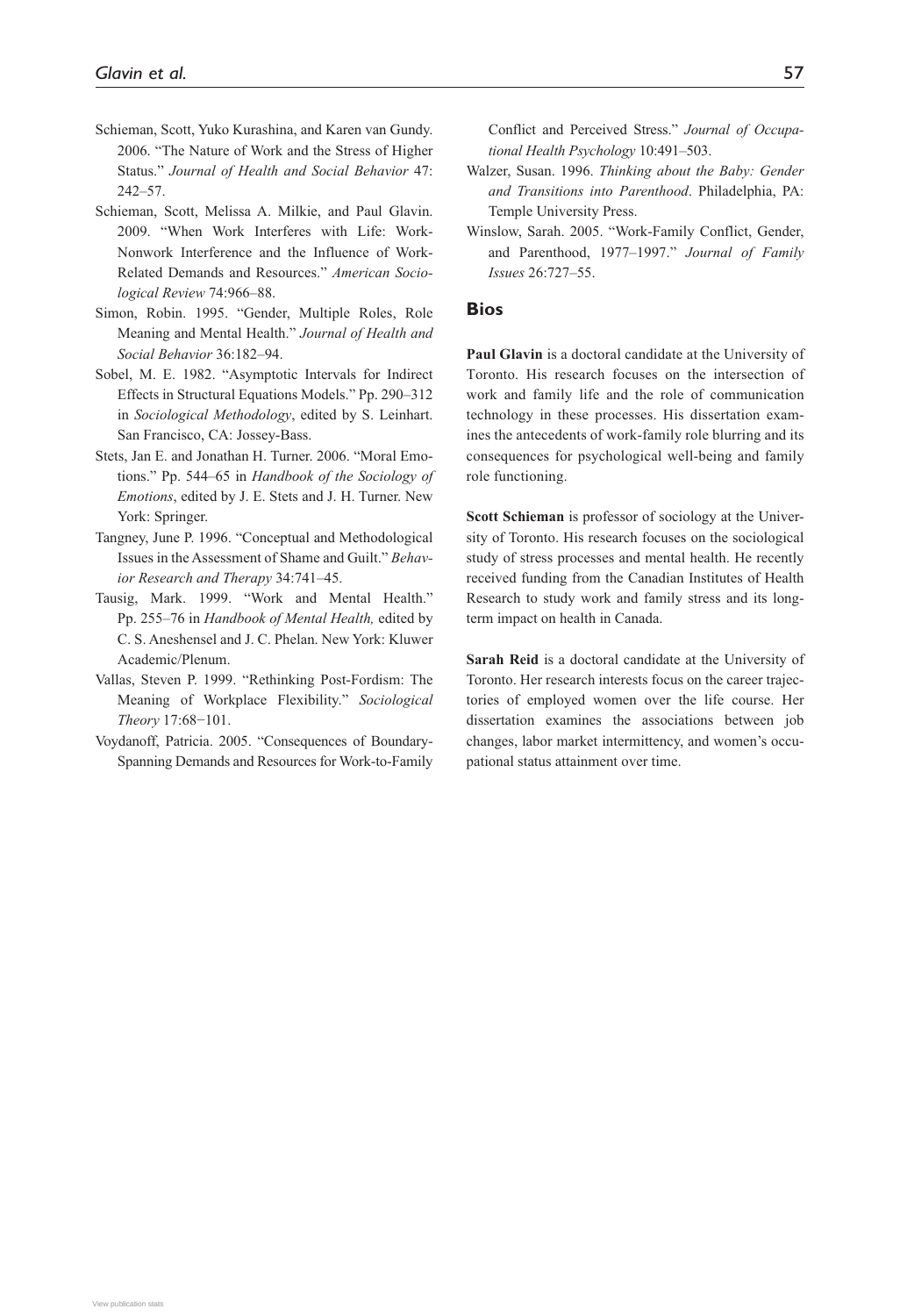Schieman, Scott, Yuko Kurashina, and Karen van Gundy. 2006. "The Nature of Work and the Stress of Higher Status." *Journal of Health and Social Behavior* 47: 242–57.

Schieman, Scott, Melissa A. Milkie, and Paul Glavin. 2009. "When Work Interferes with Life: Work-Nonwork Interference and the Influence of Work-Related Demands and Resources." *American Sociological Review* 74:966–88.

Simon, Robin. 1995. "Gender, Multiple Roles, Role Meaning and Mental Health." *Journal of Health and Social Behavior* 36:182–94.

Sobel, M. E. 1982. "Asymptotic Intervals for Indirect Effects in Structural Equations Models." Pp. 290–312 in *Sociological Methodology*, edited by S. Leinhart. San Francisco, CA: Jossey-Bass.

Stets, Jan E. and Jonathan H. Turner. 2006. "Moral Emotions." Pp. 544–65 in *Handbook of the Sociology of Emotions*, edited by J. E. Stets and J. H. Turner. New York: Springer.

Tangney, June P. 1996. "Conceptual and Methodological Issues in the Assessment of Shame and Guilt." *Behavior Research and Therapy* 34:741–45.

Tausig, Mark. 1999. "Work and Mental Health." Pp. 255–76 in *Handbook of Mental Health,* edited by C. S. Aneshensel and J. C. Phelan. New York: Kluwer Academic/Plenum.

Vallas, Steven P. 1999. "Rethinking Post-Fordism: The Meaning of Workplace Flexibility." *Sociological Theory* 17:68−101.

Voydanoff, Patricia. 2005. "Consequences of Boundary-Spanning Demands and Resources for Work-to-Family Conflict and Perceived Stress." *Journal of Occupational Health Psychology* 10:491–503.

Walzer, Susan. 1996. *Thinking about the Baby: Gender and Transitions into Parenthood*. Philadelphia, PA: Temple University Press.

Winslow, Sarah. 2005. "Work-Family Conflict, Gender, and Parenthood, 1977–1997." *Journal of Family Issues* 26:727–55.

## Bios

**Paul Glavin** is a doctoral candidate at the University of Toronto. His research focuses on the intersection of work and family life and the role of communication technology in these processes. His dissertation examines the antecedents of work-family role blurring and its consequences for psychological well-being and family role functioning.

**Scott Schieman** is professor of sociology at the University of Toronto. His research focuses on the sociological study of stress processes and mental health. He recently received funding from the Canadian Institutes of Health Research to study work and family stress and its long-term impact on health in Canada.

**Sarah Reid** is a doctoral candidate at the University of Toronto. Her research interests focus on the career trajectories of employed women over the life course. Her dissertation examines the associations between job changes, labor market intermittency, and women's occupational status attainment over time.